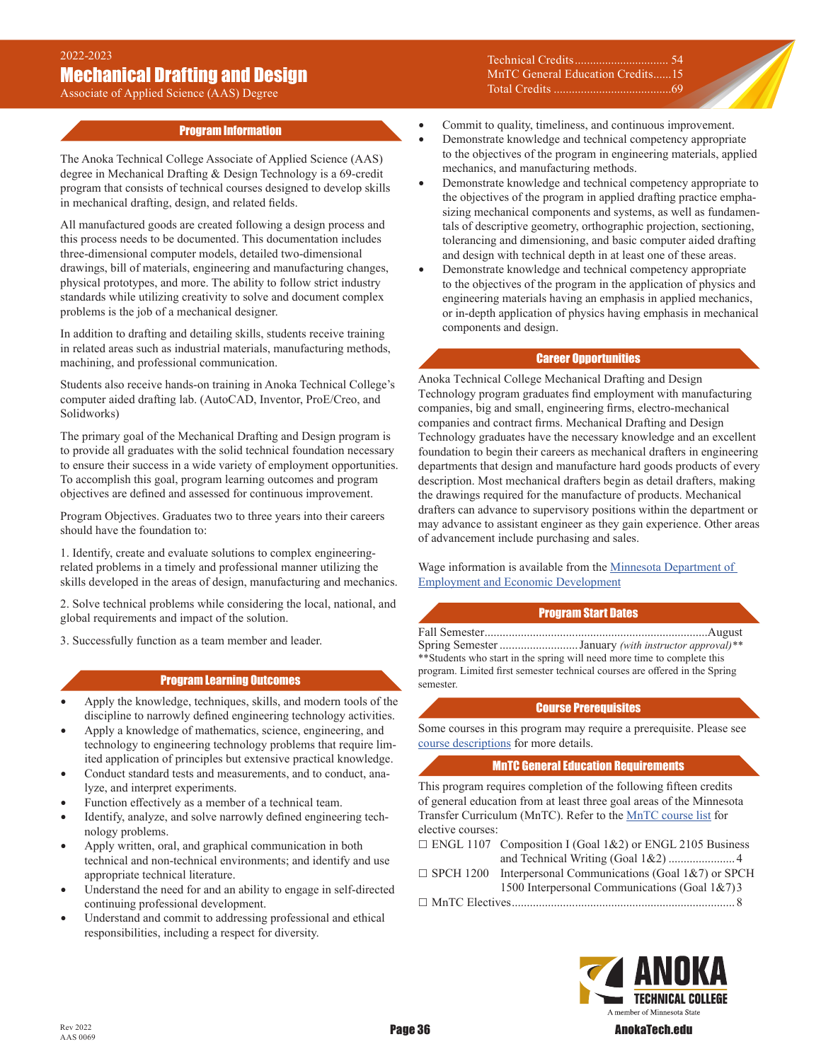2022-2023

# Mechanical Drafting and Design

Associate of Applied Science (AAS) Degree

Technical Credits............................... 54
MnTC General Education Credits......15
Total Credits .......................................69

## Program Information

The Anoka Technical College Associate of Applied Science (AAS) degree in Mechanical Drafting & Design Technology is a 69-credit program that consists of technical courses designed to develop skills in mechanical drafting, design, and related fields.

All manufactured goods are created following a design process and this process needs to be documented. This documentation includes three-dimensional computer models, detailed two-dimensional drawings, bill of materials, engineering and manufacturing changes, physical prototypes, and more. The ability to follow strict industry standards while utilizing creativity to solve and document complex problems is the job of a mechanical designer.

In addition to drafting and detailing skills, students receive training in related areas such as industrial materials, manufacturing methods, machining, and professional communication.

Students also receive hands-on training in Anoka Technical College's computer aided drafting lab. (AutoCAD, Inventor, ProE/Creo, and Solidworks)

The primary goal of the Mechanical Drafting and Design program is to provide all graduates with the solid technical foundation necessary to ensure their success in a wide variety of employment opportunities. To accomplish this goal, program learning outcomes and program objectives are defined and assessed for continuous improvement.

Program Objectives. Graduates two to three years into their careers should have the foundation to:

1. Identify, create and evaluate solutions to complex engineering-related problems in a timely and professional manner utilizing the skills developed in the areas of design, manufacturing and mechanics.

2. Solve technical problems while considering the local, national, and global requirements and impact of the solution.

3. Successfully function as a team member and leader.

## Program Learning Outcomes

- Apply the knowledge, techniques, skills, and modern tools of the discipline to narrowly defined engineering technology activities.
- Apply a knowledge of mathematics, science, engineering, and technology to engineering technology problems that require limited application of principles but extensive practical knowledge.
- Conduct standard tests and measurements, and to conduct, analyze, and interpret experiments.
- Function effectively as a member of a technical team.
- Identify, analyze, and solve narrowly defined engineering technology problems.
- Apply written, oral, and graphical communication in both technical and non-technical environments; and identify and use appropriate technical literature.
- Understand the need for and an ability to engage in self-directed continuing professional development.
- Understand and commit to addressing professional and ethical responsibilities, including a respect for diversity.
- Commit to quality, timeliness, and continuous improvement.
- Demonstrate knowledge and technical competency appropriate to the objectives of the program in engineering materials, applied mechanics, and manufacturing methods.
- Demonstrate knowledge and technical competency appropriate to the objectives of the program in applied drafting practice emphasizing mechanical components and systems, as well as fundamentals of descriptive geometry, orthographic projection, sectioning, tolerancing and dimensioning, and basic computer aided drafting and design with technical depth in at least one of these areas.
- Demonstrate knowledge and technical competency appropriate to the objectives of the program in the application of physics and engineering materials having an emphasis in applied mechanics, or in-depth application of physics having emphasis in mechanical components and design.

## Career Opportunities

Anoka Technical College Mechanical Drafting and Design Technology program graduates find employment with manufacturing companies, big and small, engineering firms, electro-mechanical companies and contract firms. Mechanical Drafting and Design Technology graduates have the necessary knowledge and an excellent foundation to begin their careers as mechanical drafters in engineering departments that design and manufacture hard goods products of every description. Most mechanical drafters begin as detail drafters, making the drawings required for the manufacture of products. Mechanical drafters can advance to supervisory positions within the department or may advance to assistant engineer as they gain experience. Other areas of advancement include purchasing and sales.

Wage information is available from the [Minnesota Department of Employment and Economic Development]

## Program Start Dates

Fall Semester..........................................................................August
Spring Semester ..........................January *(with instructor approval)***

**Students who start in the spring will need more time to complete this program. Limited first semester technical courses are offered in the Spring semester.

## Course Prerequisites

Some courses in this program may require a prerequisite. Please see [course descriptions] for more details.

## MnTC General Education Requirements

This program requires completion of the following fifteen credits of general education from at least three goal areas of the Minnesota Transfer Curriculum (MnTC). Refer to the [MnTC course list] for elective courses:

☐ ENGL 1107 Composition I (Goal 1&2) or ENGL 2105 Business and Technical Writing (Goal 1&2) ...................... 4
☐ SPCH 1200 Interpersonal Communications (Goal 1&7) or SPCH 1500 Interpersonal Communications (Goal 1&7) 3
☐ MnTC Electives........................................................................ 8

Rev 2022
AAS 0069

AnokaTech.edu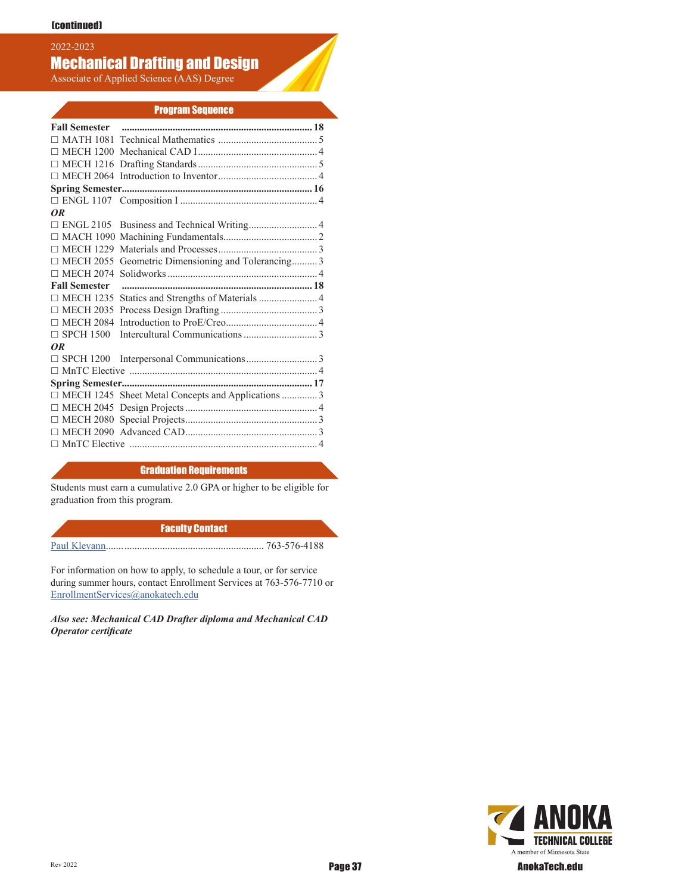(continued)

2022-2023

# Mechanical Drafting and Design

Associate of Applied Science (AAS) Degree

## Program Sequence

**Fall Semester .......................................................................... 18**

☐ MATH 1081 Technical Mathematics ....................................... 5
☐ MECH 1200 Mechanical CAD I ............................................... 4
☐ MECH 1216 Drafting Standards ............................................... 5
☐ MECH 2064 Introduction to Inventor ....................................... 4

**Spring Semester.......................................................................... 16**

☐ ENGL 1107 Composition I ...................................................... 4

***OR***

☐ ENGL 2105 Business and Technical Writing........................... 4
☐ MACH 1090 Machining Fundamentals..................................... 2
☐ MECH 1229 Materials and Processes ....................................... 3
☐ MECH 2055 Geometric Dimensioning and Tolerancing.......... 3
☐ MECH 2074 Solidworks ........................................................... 4

**Fall Semester .......................................................................... 18**

☐ MECH 1235 Statics and Strengths of Materials ....................... 4
☐ MECH 2035 Process Design Drafting ...................................... 3
☐ MECH 2084 Introduction to ProE/Creo.................................... 4
☐ SPCH 1500 Intercultural Communications ............................. 3

***OR***

☐ SPCH 1200 Interpersonal Communications ............................ 3
☐ MnTC Elective .......................................................................... 4

**Spring Semester.......................................................................... 17**

☐ MECH 1245 Sheet Metal Concepts and Applications .............. 3
☐ MECH 2045 Design Projects .................................................... 4
☐ MECH 2080 Special Projects.................................................... 3
☐ MECH 2090 Advanced CAD.................................................... 3
☐ MnTC Elective .......................................................................... 4

## Graduation Requirements

Students must earn a cumulative 2.0 GPA or higher to be eligible for graduation from this program.

## Faculty Contact

Paul Klevann........................................................... 763-576-4188

For information on how to apply, to schedule a tour, or for service during summer hours, contact Enrollment Services at 763-576-7710 or EnrollmentServices@anokatech.edu

***Also see: Mechanical CAD Drafter diploma and Mechanical CAD Operator certificate***

Rev 2022